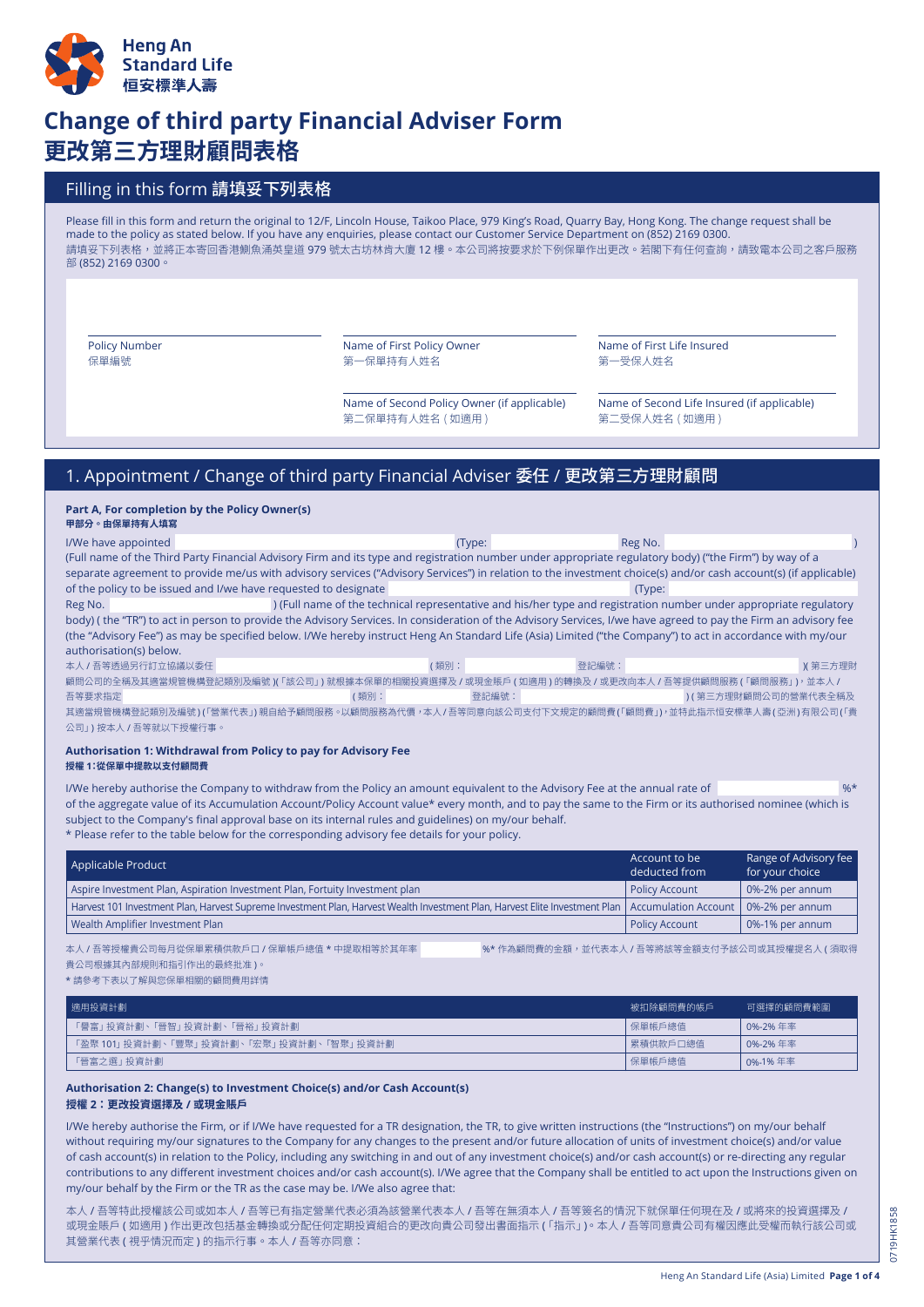# Change of third party Financial Adviser Form
# 更改第三方理財顧問表格

## Filling in this form 請填妥下列表格

Please fill in this form and return the original to 12/F, Lincoln House, Taikoo Place, 979 King's Road, Quarry Bay, Hong Kong. The change request shall be made to the policy as stated below. If you have any enquiries, please contact our Customer Service Department on (852) 2169 0300.
請填妥下列表格，並將正本寄回香港鰂魚涌英皇道 979 號太古坊林肯大廈 12 樓。本公司將按要求於下例保單作出更改。若閣下有任何查詢，請致電本公司之客戶服務部 (852) 2169 0300。

Policy Number
保單編號

Name of First Policy Owner
第一保單持有人姓名

Name of First Life Insured
第一受保人姓名

Name of Second Policy Owner (if applicable)
第二保單持有人姓名（如適用）

Name of Second Life Insured (if applicable)
第二受保人姓名（如適用）

## 1. Appointment / Change of third party Financial Adviser 委任 / 更改第三方理財顧問

**Part A, For completion by the Policy Owner(s)**
**甲部分。由保單持有人填寫**

I/We have appointed ____________ (Type: ____________ Reg No. ____________) (Full name of the Third Party Financial Advisory Firm and its type and registration number under appropriate regulatory body) ("the Firm") by way of a separate agreement to provide me/us with advisory services ("Advisory Services") in relation to the investment choice(s) and/or cash account(s) (if applicable) of the policy to be issued and I/we have requested to designate ____________ (Type: ____________ Reg No. ____________) (Full name of the technical representative and his/her type and registration number under appropriate regulatory body) ( the "TR") to act in person to provide the Advisory Services. In consideration of the Advisory Services, I/we have agreed to pay the Firm an advisory fee (the "Advisory Fee") as may be specified below. I/We hereby instruct Heng An Standard Life (Asia) Limited ("the Company") to act in accordance with my/our authorisation(s) below.

本人 / 吾等透過另行訂立協議以委任 ____________（類別：____________ 登記編號：____________）(第三方理財顧問公司的全稱及其適當規管機構登記類別及編號)(「該公司」) 就根據本保單的相關投資選擇及 / 或現金賬戶 ( 如適用 ) 的轉換及 / 或更改向本人 / 吾等提供顧問服務 (「顧問服務」)，並本人 / 吾等要求指定 ____________（類別：____________ 登記編號：____________）( 第三方理財顧問公司的營業代表全稱及其適當規管機構登記類別及編號 ) (「營業代表」) 親自給予顧問服務。以顧問服務為代價，本人 / 吾等同意向該公司支付下文規定的顧問費 (「顧問費」)，並特此指示恒安標準人壽 ( 亞洲 ) 有限公司 (「貴公司」) 按本人 / 吾等就以下授權行事。

**Authorisation 1: Withdrawal from Policy to pay for Advisory Fee**
**授權 1：從保單中提款以支付顧問費**

I/We hereby authorise the Company to withdraw from the Policy an amount equivalent to the Advisory Fee at the annual rate of ____________ %* of the aggregate value of its Accumulation Account/Policy Account value* every month, and to pay the same to the Firm or its authorised nominee (which is subject to the Company's final approval base on its internal rules and guidelines) on my/our behalf.
* Please refer to the table below for the corresponding advisory fee details for your policy.

| Applicable Product | Account to be deducted from | Range of Advisory fee for your choice |
|---|---|---|
| Aspire Investment Plan, Aspiration Investment Plan, Fortuity Investment plan | Policy Account | 0%-2% per annum |
| Harvest 101 Investment Plan, Harvest Supreme Investment Plan, Harvest Wealth Investment Plan, Harvest Elite Investment Plan | Accumulation Account | 0%-2% per annum |
| Wealth Amplifier Investment Plan | Policy Account | 0%-1% per annum |

本人 / 吾等授權貴公司每月從保單累積供款戶口 / 保單帳戶總值 * 中提取相等於其年率 ____________ %* 作為顧問費的金額，並代表本人 / 吾等將該等金額支付予該公司或其授權提名人 ( 須取得貴公司根據其內部規則和指引作出的最終批准 )。
* 請參考下表以了解與您保單相關的顧問費用詳情

| 適用投資計劃 | 被扣除顧問費的帳戶 | 可選擇的顧問費範圍 |
|---|---|---|
| 「譽富」投資計劃、「譽智」投資計劃、「譽裕」投資計劃 | 保單帳戶總值 | 0%-2% 年率 |
| 「盈聚 101」投資計劃、「豐聚」投資計劃、「宏聚」投資計劃、「智聚」投資計劃 | 累積供款戶口總值 | 0%-2% 年率 |
| 「譽富之選」投資計劃 | 保單帳戶總值 | 0%-1% 年率 |

**Authorisation 2: Change(s) to Investment Choice(s) and/or Cash Account(s)**
**授權 2：更改投資選擇及 / 或現金賬戶**

I/We hereby authorise the Firm, or if I/We have requested for a TR designation, the TR, to give written instructions (the "Instructions") on my/our behalf without requiring my/our signatures to the Company for any changes to the present and/or future allocation of units of investment choice(s) and/or value of cash account(s) in relation to the Policy, including any switching in and out of any investment choice(s) and/or cash account(s) or re-directing any regular contributions to any different investment choices and/or cash account(s). I/We agree that the Company shall be entitled to act upon the Instructions given on my/our behalf by the Firm or the TR as the case may be. I/We also agree that:

本人 / 吾等特此授權該公司或如本人 / 吾等已有指定營業代表必須為該營業代表本人 / 吾等在無須本人 / 吾等簽名的情況下就保單任何現在及 / 或將來的投資選擇及 / 或現金賬戶 ( 如適用 ) 作出更改包括基金轉換或分配任何定期投資組合的更改向貴公司發出書面指示 (「指示」)。本人 / 吾等同意貴公司有權因應此受權而執行該公司或其營業代表 ( 視乎情況而定 ) 的指示行事。本人 / 吾等亦同意：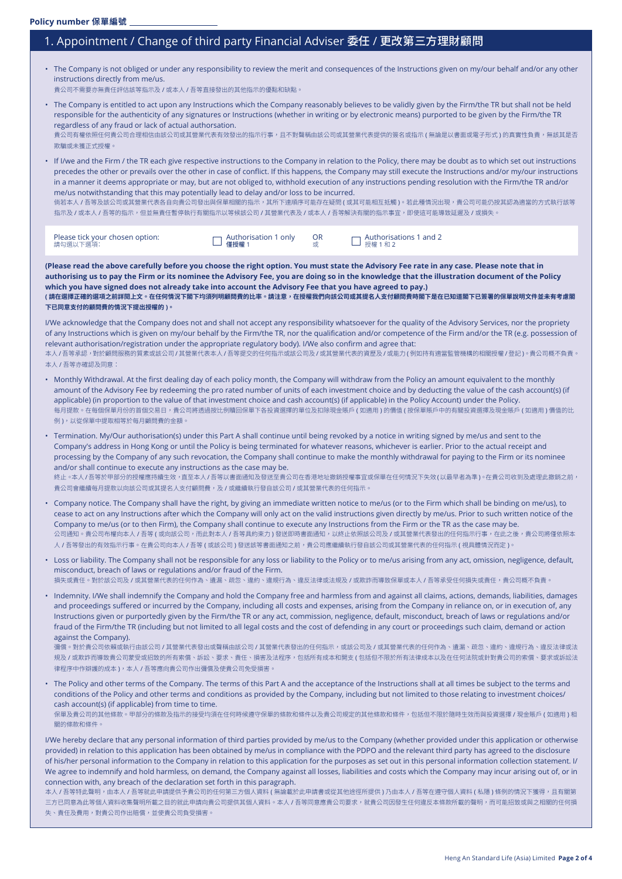Policy number 保單編號 ______________________

## 1. Appointment / Change of third party Financial Adviser 委任 / 更改第三方理財顧問

- The Company is not obliged or under any responsibility to review the merit and consequences of the Instructions given on my/our behalf and/or any other instructions directly from me/us.
  貴公司不需要亦無責任評估該等指示及 / 或本人 / 吾等直接發出的其他指示的優點和缺點。
- The Company is entitled to act upon any Instructions which the Company reasonably believes to be validly given by the Firm/the TR but shall not be held responsible for the authenticity of any signatures or Instructions (whether in writing or by electronic means) purported to be given by the Firm/the TR regardless of any fraud or lack of actual authorisation.
  貴公司有權依照任何貴公司合理相信由該公司或其營業代表有效發出的指示行事，且不對聲稱由該公司或其營業代表提供的簽名或指示 ( 無論是以書面或電子形式 ) 的真實性負責，無論其是否欺騙或未獲正式授權。
- If I/we and the Firm / the TR each give respective instructions to the Company in relation to the Policy, there may be doubt as to which set out instructions precedes the other or prevails over the other in case of conflict. If this happens, the Company may still execute the Instructions and/or my/our instructions in a manner it deems appropriate or may, but are not obliged to, withhold execution of any instructions pending resolution with the Firm/the TR and/or me/us notwithstanding that this may potentially lead to delay and/or loss to be incurred.
  倘若本人 / 吾等及該公司或其營業代表各自向貴公司發出與保單相關的指示，其所下達順序可能存在疑問 ( 或其可能相互抵觸 )。若此種情況出現，貴公司可能仍按其認為適當的方式執行該等指示及 / 或本人 / 吾等的指示，但並無責任暫停執行有關指示以等候該公司 / 其營業代表及 / 或本人 / 吾等解決有關的指示事宜，即使這可能導致延遲及 / 或損失。

Please tick your chosen option: 請勾選以下選項： ☐ Authorisation 1 only 僅授權 1 OR 或 ☐ Authorisations 1 and 2 授權 1 和 2

**(Please read the above carefully before you choose the right option. You must state the Advisory Fee rate in any case. Please note that in authorising us to pay the Firm or its nominee the Advisory Fee, you are doing so in the knowledge that the illustration document of the Policy which you have signed does not already take into account the Advisory Fee that you have agreed to pay.)**
**( 請在選擇正確的選項之前詳閱上文。在任何情況下閣下須列明顧問費的比率。請注意，在授權我們向該公司或其提名人支付顧問費時閣下是在已知道閣下已簽署的保單說明文件並未有考慮閣下已同意支付的顧問費的情況下提出授權的 )。**

I/We acknowledge that the Company does not and shall not accept any responsibility whatsoever for the quality of the Advisory Services, nor the propriety of any Instructions which is given on my/our behalf by the Firm/the TR, nor the qualification and/or competence of the Firm and/or the TR (e.g. possession of relevant authorisation/registration under the appropriate regulatory body). I/We also confirm and agree that:
本人 / 吾等承認，對於顧問服務的質素或該公司 / 其營業代表本人 / 吾等提交的任何指示或該公司及 / 或其營業代表的資歷及 / 或能力 ( 例如持有適當監管機構的相關授權 / 登記 )。貴公司概不負責。本人 / 吾等亦確認及同意：

- Monthly Withdrawal. At the first dealing day of each policy month, the Company will withdraw from the Policy an amount equivalent to the monthly amount of the Advisory Fee by redeeming the pro rated number of units of each investment choice and by deducting the value of the cash account(s) (if applicable) (in proportion to the value of that investment choice and cash account(s) (if applicable) in the Policy Account) under the Policy.
  每月提款。在每個保單月份的首個交易日，貴公司將透過按比例贖回保單下各投資選擇的單位及扣除現金賬戶 ( 如適用 ) 的價值 ( 按保單賬戶中的有關投資選擇及現金賬戶 ( 如適用 ) 價值的比例 )，以從保單中提取相等於每月顧問費的金額。
- Termination. My/Our authorisation(s) under this Part A shall continue until being revoked by a notice in writing signed by me/us and sent to the Company's address in Hong Kong or until the Policy is being terminated for whatever reasons, whichever is earlier. Prior to the actual receipt and processing by the Company of any such revocation, the Company shall continue to make the monthly withdrawal for paying to the Firm or its nominee and/or shall continue to execute any instructions as the case may be.
  終止。本人 / 吾等於甲部分的授權應持續生效，直至本人 / 吾以書面通知及發送至貴公司在香港地址撤銷授權事宜或保單在任何情況下失效 ( 以最早者為準 )。在貴公司收到及處理此撤銷之前，貴公司會繼續每月提款以向該公司或其提名人支付顧問費，及 / 或繼續執行發自該公司 / 或其營業代表的任何指示。
- Company notice. The Company shall have the right, by giving an immediate written notice to me/us (or to the Firm which shall be binding on me/us), to cease to act on any Instructions after which the Company will only act on the valid instructions given directly by me/us. Prior to such written notice of the Company to me/us (or to then Firm), the Company shall continue to execute any Instructions from the Firm or the TR as the case may be.
  公司通知。貴公司有權向本人 / 吾等 ( 或向該公司，而此對本人 / 吾等具約束力 ) 發送即時書面通知，以終止依照該公司及 / 或其營業代表發出的任何指示行事，在此之後，貴公司將僅依照本人 / 吾等發出的有效指示行事。在貴公司向本人 / 吾等 ( 或該公司 ) 發送該等書面通知之前，貴公司應繼續執行發自該公司或其營業代表的任何指示 ( 視具體情況而定 )。
- Loss or liability. The Company shall not be responsible for any loss or liability to the Policy or to me/us arising from any act, omission, negligence, default, misconduct, breach of laws or regulations and/or fraud of the Firm.
  損失或責任。對於該公司及 / 或其營業代表的任何作為、遺漏、疏忽、違約、違規行為、違反法律或法規及 / 或欺詐而導致保單或本人 / 吾等承受任何損失或責任，貴公司概不負責。
- Indemnity. I/We shall indemnify the Company and hold the Company free and harmless from and against all claims, actions, demands, liabilities, damages and proceedings suffered or incurred by the Company, including all costs and expenses, arising from the Company in reliance on, or in execution of, any Instructions given or purportedly given by the Firm/the TR or any act, commission, negligence, default, misconduct, breach of laws or regulations and/or fraud of the Firm/the TR (including but not limited to all legal costs and the cost of defending in any court or proceedings such claim, demand or action against the Company).
  彌償。對於貴公司依賴或執行由該公司 / 其營業代表發出或聲稱由該公司 / 其營業代表的任何指示，或該公司及 / 或其營業代表的任何作為、遺漏、疏忽、違約、違規行為、違反法律或法規及 / 或欺詐而導致貴公司蒙受或招致的所有索償、訴訟、要求、責任、損害及法律程序，包括所有成本和開支 ( 包括但不限於所有法律成本以及在任何法院或針對貴公司的索償、要求或訴訟法律程序中作辯護的成本 )，本人 / 吾等應向貴公司作出彌償及使貴公司免受損害。
- The Policy and other terms of the Company. The terms of this Part A and the acceptance of the Instructions shall at all times be subject to the terms and conditions of the Policy and other terms and conditions as provided by the Company, including but not limited to those relating to investment choices/ cash account(s) (if applicable) from time to time.
  保單及貴公司的其他條款。甲部分的條款及指示的接受均須在任何時候遵守保單的條款和條件以及貴公司規定的其他條款和條件，包括但不限於隨時生效而與投資選擇 / 現金賬戶 ( 如適用 ) 相關的條款和條件。

I/We hereby declare that any personal information of third parties provided by me/us to the Company (whether provided under this application or otherwise provided) in relation to this application has been obtained by me/us in compliance with the PDPO and the relevant third party has agreed to the disclosure of his/her personal information to the Company in relation to this application for the purposes as set out in this personal information collection statement. I/We agree to indemnify and hold harmless, on demand, the Company against all losses, liabilities and costs which the Company may incur arising out of, or in connection with, any breach of the declaration set forth in this paragraph.
本人 / 吾等特此聲明，由本人 / 吾等就此申請提供予貴公司的任何第三方個人資料 ( 無論載於此申請書或從其他途徑所提供 ) 乃由本人 / 吾等在遵守個人資料 ( 私隱 ) 條例的情況下獲得，且有關第三方已同意為此等個人資料收集聲明所載之目的就此申請向貴公司提供其個人資料。本人 / 吾等同意應貴公司要求，就貴公司因發生任何違反本條款所載的聲明，而可能招致或與之相關的任何損失、責任及費用，對貴公司作出賠償，並使貴公司免受損害。

Heng An Standard Life (Asia) Limited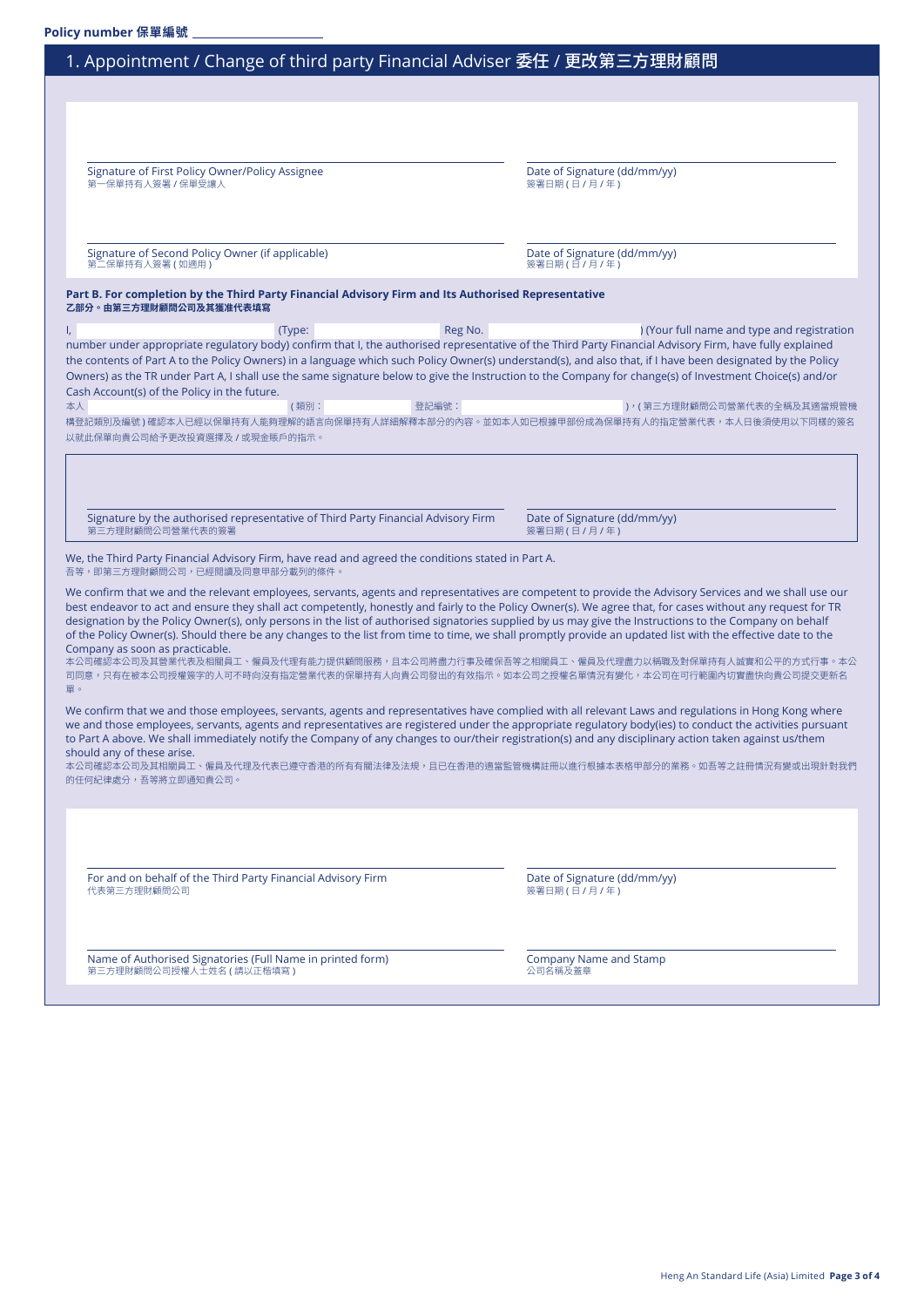Policy number 保單編號 ____________________

## 1. Appointment / Change of third party Financial Adviser 委任 / 更改第三方理財顧問

Signature of First Policy Owner/Policy Assignee
第一保單持有人簽署 / 保單受讓人

Date of Signature (dd/mm/yy)
簽署日期 ( 日 / 月 / 年 )

Signature of Second Policy Owner (if applicable)
第二保單持有人簽署 ( 如適用 )

Date of Signature (dd/mm/yy)
簽署日期 ( 日 / 月 / 年 )

**Part B. For completion by the Third Party Financial Advisory Firm and Its Authorised Representative**
**乙部分。由第三方理財顧問公司及其獲准代表填寫**

I, ____________________ (Type: ____________ Reg No. ____________________) (Your full name and type and registration number under appropriate regulatory body) confirm that I, the authorised representative of the Third Party Financial Advisory Firm, have fully explained the contents of Part A to the Policy Owners) in a language which such Policy Owner(s) understand(s), and also that, if I have been designated by the Policy Owners) as the TR under Part A, I shall use the same signature below to give the Instruction to the Company for change(s) of Investment Choice(s) and/or Cash Account(s) of the Policy in the future.
本人 ____________________ ( 類別： ____________ 登記編號： ____________________ )，( 第三方理財顧問公司營業代表的全稱及其適當規管機構登記類別及編號 ) 確認本人已經以保單持有人能夠理解的語言向保單持有人詳細解釋本部分的內容。並如本人如已根據甲部份成為保單持有人的指定營業代表，本人日後須使用以下同樣的簽名以就此保單向貴公司給予更改投資選擇及 / 或現金賬戶的指示。

Signature by the authorised representative of Third Party Financial Advisory Firm
第三方理財顧問公司營業代表的簽署

Date of Signature (dd/mm/yy)
簽署日期 ( 日 / 月 / 年 )

We, the Third Party Financial Advisory Firm, have read and agreed the conditions stated in Part A.
吾等，即第三方理財顧問公司，已經閱讀及同意甲部分載列的條件。

We confirm that we and the relevant employees, servants, agents and representatives are competent to provide the Advisory Services and we shall use our best endeavor to act and ensure they shall act competently, honestly and fairly to the Policy Owner(s). We agree that, for cases without any request for TR designation by the Policy Owner(s), only persons in the list of authorised signatories supplied by us may give the Instructions to the Company on behalf of the Policy Owner(s). Should there be any changes to the list from time to time, we shall promptly provide an updated list with the effective date to the Company as soon as practicable.
本公司確認本公司及其營業代表及相關員工、僱員及代理有能力提供顧問服務，且本公司將盡力行事及確保吾等之相關員工、僱員及代理盡力以稱職及對保單持有人誠實和公平的方式行事。本公司同意，只有在被本公司授權簽字的人可不時向沒有指定營業代表的保單持有人向貴公司發出的有效指示。如本公司之授權名單情況有變化，本公司在可行範圍內切實盡快向貴公司提交更新名單。

We confirm that we and those employees, servants, agents and representatives have complied with all relevant Laws and regulations in Hong Kong where we and those employees, servants, agents and representatives are registered under the appropriate regulatory body(ies) to conduct the activities pursuant to Part A above. We shall immediately notify the Company of any changes to our/their registration(s) and any disciplinary action taken against us/them should any of these arise.
本公司確認本公司及其相關員工、僱員及代理及代表已遵守香港的所有有關法律及法規，且已在香港的適當監管機構註冊以進行根據本表格甲部分的業務。如吾等之註冊情況有變或出現針對我們的任何紀律處分，吾等將立即通知貴公司。

For and on behalf of the Third Party Financial Advisory Firm
代表第三方理財顧問公司

Date of Signature (dd/mm/yy)
簽署日期 ( 日 / 月 / 年 )

Name of Authorised Signatories (Full Name in printed form)
第三方理財顧問公司授權人士姓名 ( 請以正楷填寫 )

Company Name and Stamp
公司名稱及蓋章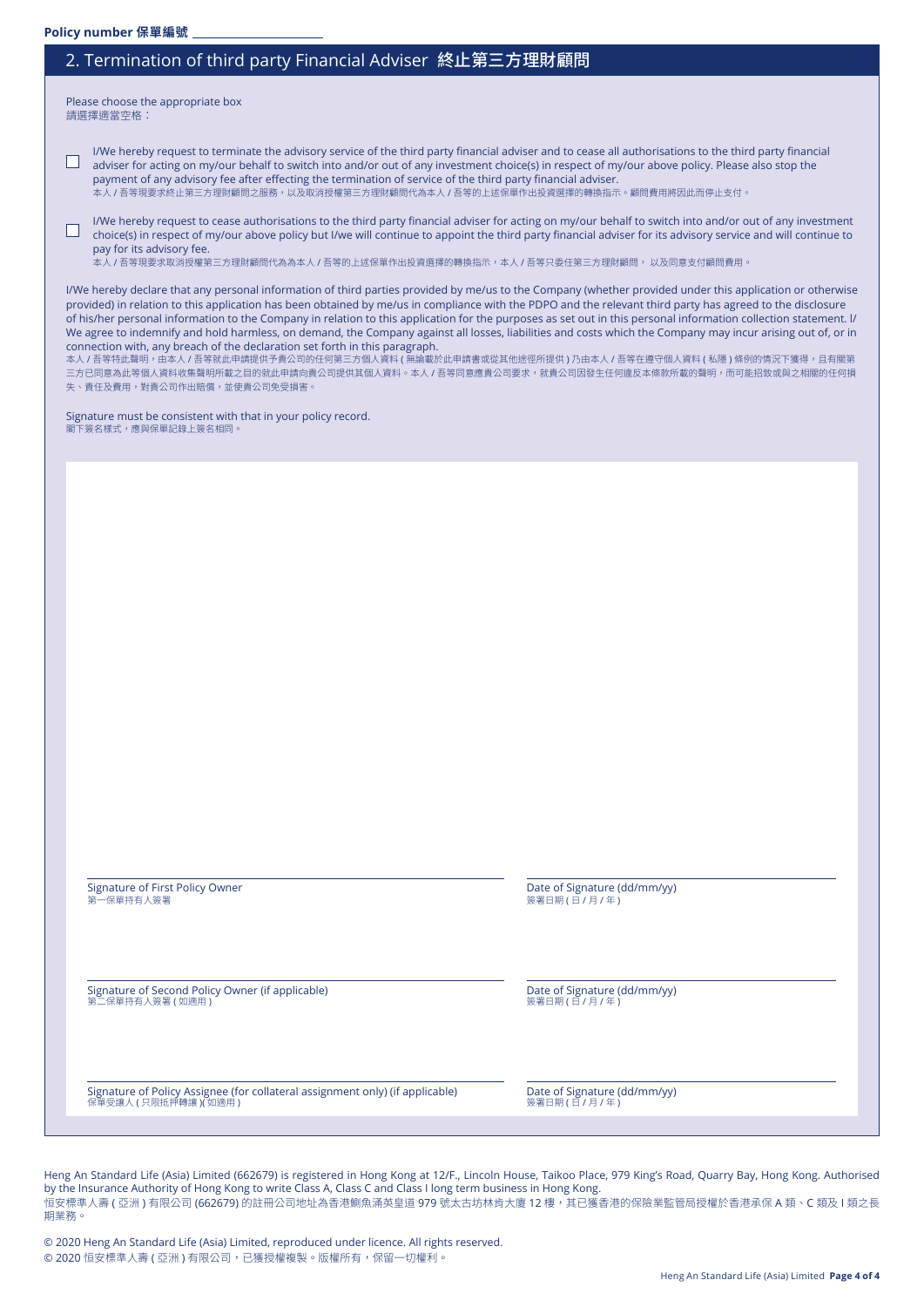Policy number 保單編號 ____________________

## 2. Termination of third party Financial Adviser 終止第三方理財顧問

Please choose the appropriate box
請選擇適當空格：

☐ I/We hereby request to terminate the advisory service of the third party financial adviser and to cease all authorisations to the third party financial adviser for acting on my/our behalf to switch into and/or out of any investment choice(s) in respect of my/our above policy. Please also stop the payment of any advisory fee after effecting the termination of service of the third party financial adviser.
本人 / 吾等現要求終止第三方理財顧問之服務，以及取消授權第三方理財顧問代為本人 / 吾等的上述保單作出投資選擇的轉換指示。顧問費用將因此而停止支付。

☐ I/We hereby request to cease authorisations to the third party financial adviser for acting on my/our behalf to switch into and/or out of any investment choice(s) in respect of my/our above policy but I/we will continue to appoint the third party financial adviser for its advisory service and will continue to pay for its advisory fee.
本人 / 吾等現要求取消授權第三方理財顧問代為為本人 / 吾等的上述保單作出投資選擇的轉換指示，本人 / 吾等只委任第三方理財顧問， 以及同意支付顧問費用。

I/We hereby declare that any personal information of third parties provided by me/us to the Company (whether provided under this application or otherwise provided) in relation to this application has been obtained by me/us in compliance with the PDPO and the relevant third party has agreed to the disclosure of his/her personal information to the Company in relation to this application for the purposes as set out in this personal information collection statement. I/We agree to indemnify and hold harmless, on demand, the Company against all losses, liabilities and costs which the Company may incur arising out of, or in connection with, any breach of the declaration set forth in this paragraph.
本人 / 吾等特此聲明，由本人 / 吾等就此申請提供予貴公司的任何第三方個人資料 ( 無論載於此申請書或從其他途徑所提供 ) 乃由本人 / 吾等在遵守個人資料 ( 私隱 ) 條例的情況下獲得，且有關第三方已同意為此等個人資料收集聲明所載之目的就此申請向貴公司提供其個人資料。本人 / 吾等同意應貴公司要求，就貴公司因發生任何違反本條款所載的聲明，而可能招致或與之相關的任何損失、責任及費用，對貴公司作出賠償，並使貴公司免受損害。

Signature must be consistent with that in your policy record.
閣下簽名樣式，應與保單記錄上簽名相同。

| | |
|---|---|
| Signature of First Policy Owner<br>第一保單持有人簽署 | Date of Signature (dd/mm/yy)<br>簽署日期 ( 日 / 月 / 年 ) |
| Signature of Second Policy Owner (if applicable)<br>第二保單持有人簽署 ( 如適用 ) | Date of Signature (dd/mm/yy)<br>簽署日期 ( 日 / 月 / 年 ) |
| Signature of Policy Assignee (for collateral assignment only) (if applicable)<br>保單受讓人 ( 只限抵押轉讓 )( 如適用 ) | Date of Signature (dd/mm/yy)<br>簽署日期 ( 日 / 月 / 年 ) |

Heng An Standard Life (Asia) Limited (662679) is registered in Hong Kong at 12/F., Lincoln House, Taikoo Place, 979 King's Road, Quarry Bay, Hong Kong. Authorised by the Insurance Authority of Hong Kong to write Class A, Class C and Class I long term business in Hong Kong.
恒安標準人壽 ( 亞洲 ) 有限公司 (662679) 的註冊公司地址為香港鰂魚涌英皇道 979 號太古坊林肯大廈 12 樓，其已獲香港的保險業監管局授權於香港承保 A 類、C 類及 I 類之長期業務。

© 2020 Heng An Standard Life (Asia) Limited, reproduced under licence. All rights reserved.
© 2020 恒安標準人壽 ( 亞洲 ) 有限公司，已獲授權複製。版權所有，保留一切權利。